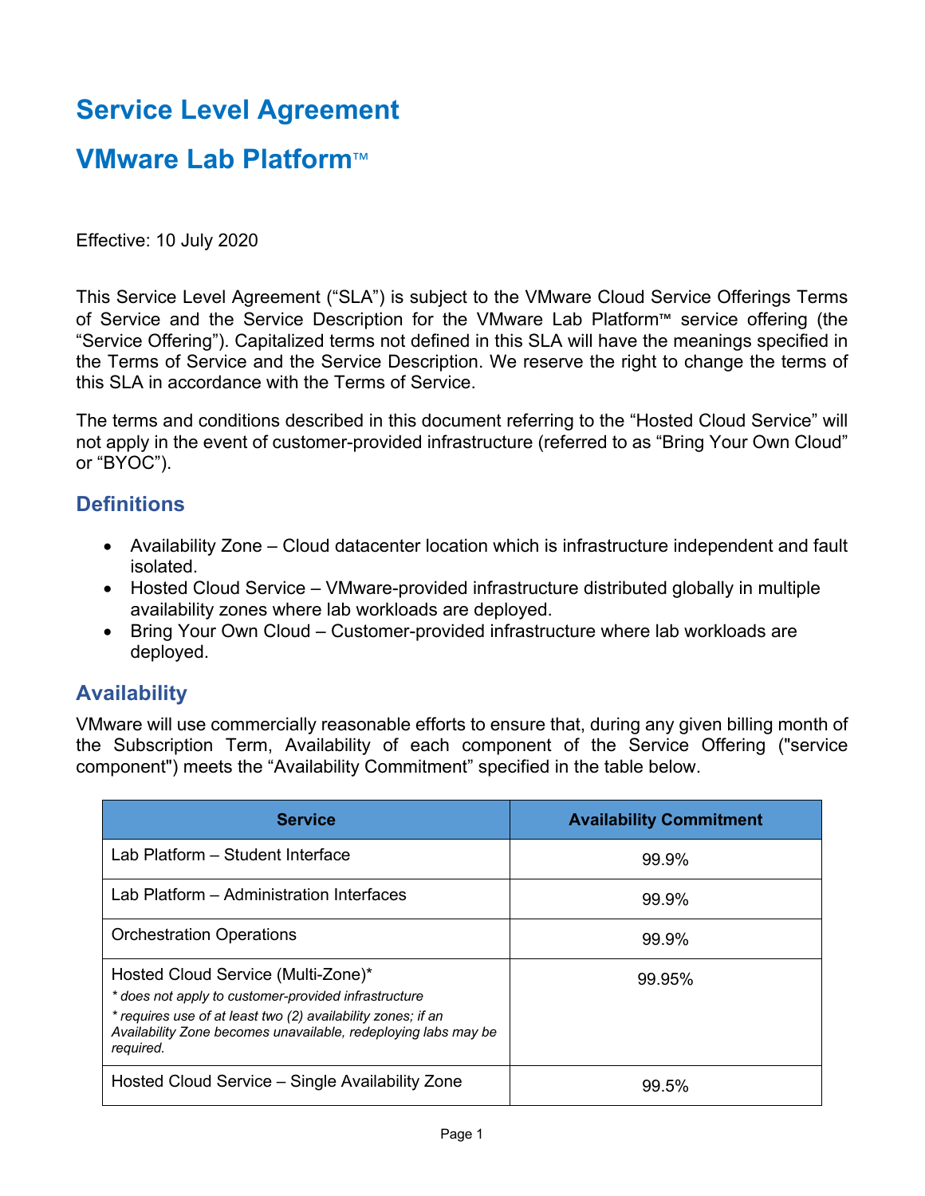# Service Level Agreement

# VMware Lab Platform™

Effective: 10 July 2020

This Service Level Agreement ("SLA") is subject to the VMware Cloud Service Offerings Terms of Service and the Service Description for the VMware Lab Platform™ service offering (the "Service Offering"). Capitalized terms not defined in this SLA will have the meanings specified in the Terms of Service and the Service Description. We reserve the right to change the terms of this SLA in accordance with the Terms of Service.

The terms and conditions described in this document referring to the "Hosted Cloud Service" will not apply in the event of customer-provided infrastructure (referred to as "Bring Your Own Cloud" or "BYOC").

## Definitions

- Availability Zone – Cloud datacenter location which is infrastructure independent and fault isolated.
- Hosted Cloud Service – VMware-provided infrastructure distributed globally in multiple availability zones where lab workloads are deployed.
- Bring Your Own Cloud – Customer-provided infrastructure where lab workloads are deployed.

## Availability

VMware will use commercially reasonable efforts to ensure that, during any given billing month of the Subscription Term, Availability of each component of the Service Offering ("service component") meets the "Availability Commitment" specified in the table below.

| Service | Availability Commitment |
|---|---|
| Lab Platform – Student Interface | 99.9% |
| Lab Platform – Administration Interfaces | 99.9% |
| Orchestration Operations | 99.9% |
| Hosted Cloud Service (Multi-Zone)*<br>*\* does not apply to customer-provided infrastructure*<br>*\* requires use of at least two (2) availability zones; if an Availability Zone becomes unavailable, redeploying labs may be required.* | 99.95% |
| Hosted Cloud Service – Single Availability Zone | 99.5% |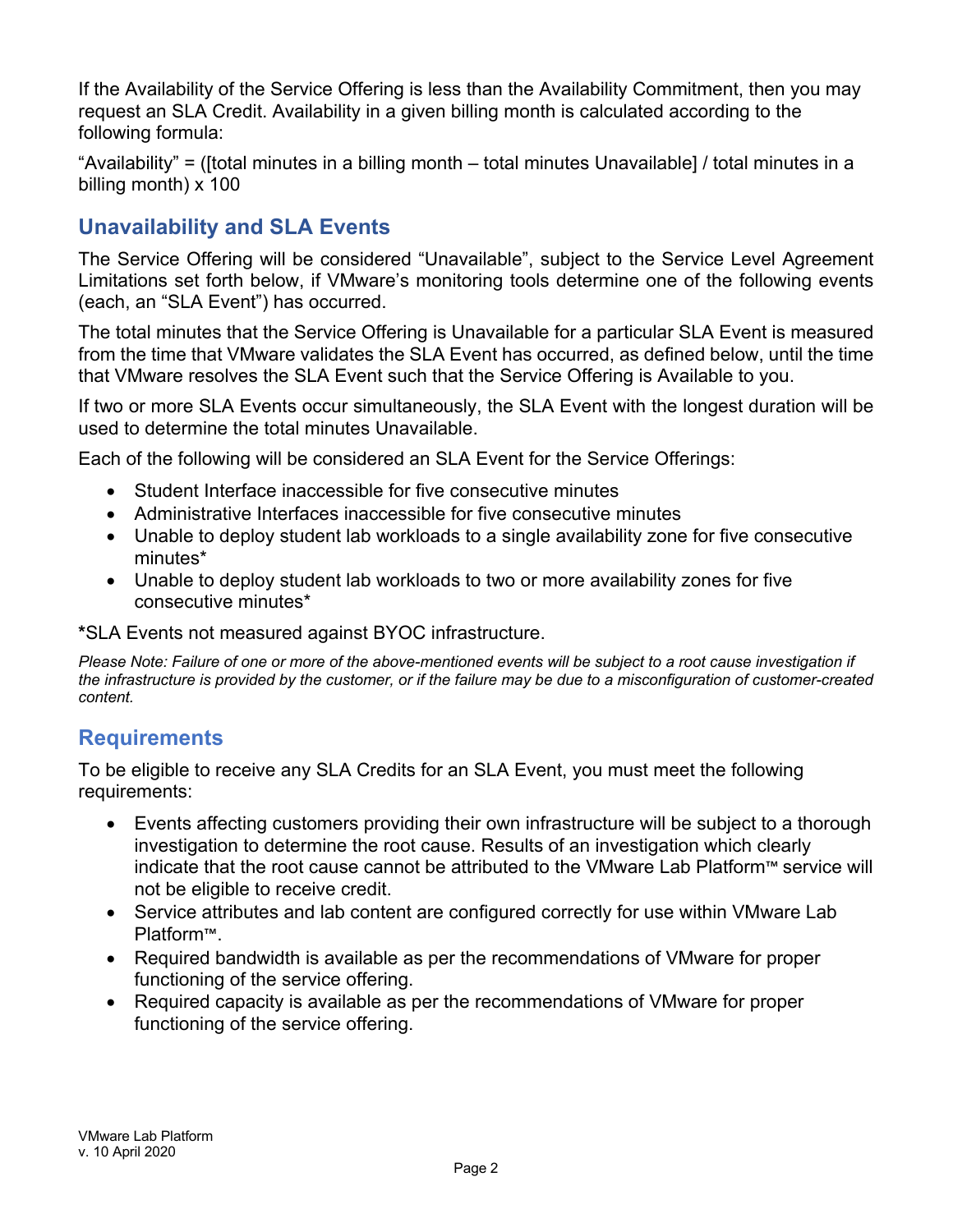If the Availability of the Service Offering is less than the Availability Commitment, then you may request an SLA Credit. Availability in a given billing month is calculated according to the following formula:

"Availability" = ([total minutes in a billing month – total minutes Unavailable] / total minutes in a billing month) x 100

## Unavailability and SLA Events

The Service Offering will be considered "Unavailable", subject to the Service Level Agreement Limitations set forth below, if VMware's monitoring tools determine one of the following events (each, an "SLA Event") has occurred.

The total minutes that the Service Offering is Unavailable for a particular SLA Event is measured from the time that VMware validates the SLA Event has occurred, as defined below, until the time that VMware resolves the SLA Event such that the Service Offering is Available to you.

If two or more SLA Events occur simultaneously, the SLA Event with the longest duration will be used to determine the total minutes Unavailable.

Each of the following will be considered an SLA Event for the Service Offerings:

- Student Interface inaccessible for five consecutive minutes
- Administrative Interfaces inaccessible for five consecutive minutes
- Unable to deploy student lab workloads to a single availability zone for five consecutive minutes*
- Unable to deploy student lab workloads to two or more availability zones for five consecutive minutes*

***SLA Events not measured against BYOC infrastructure.**

*Please Note: Failure of one or more of the above-mentioned events will be subject to a root cause investigation if the infrastructure is provided by the customer, or if the failure may be due to a misconfiguration of customer-created content.*

## Requirements

To be eligible to receive any SLA Credits for an SLA Event, you must meet the following requirements:

- Events affecting customers providing their own infrastructure will be subject to a thorough investigation to determine the root cause. Results of an investigation which clearly indicate that the root cause cannot be attributed to the VMware Lab Platform™ service will not be eligible to receive credit.
- Service attributes and lab content are configured correctly for use within VMware Lab Platform™.
- Required bandwidth is available as per the recommendations of VMware for proper functioning of the service offering.
- Required capacity is available as per the recommendations of VMware for proper functioning of the service offering.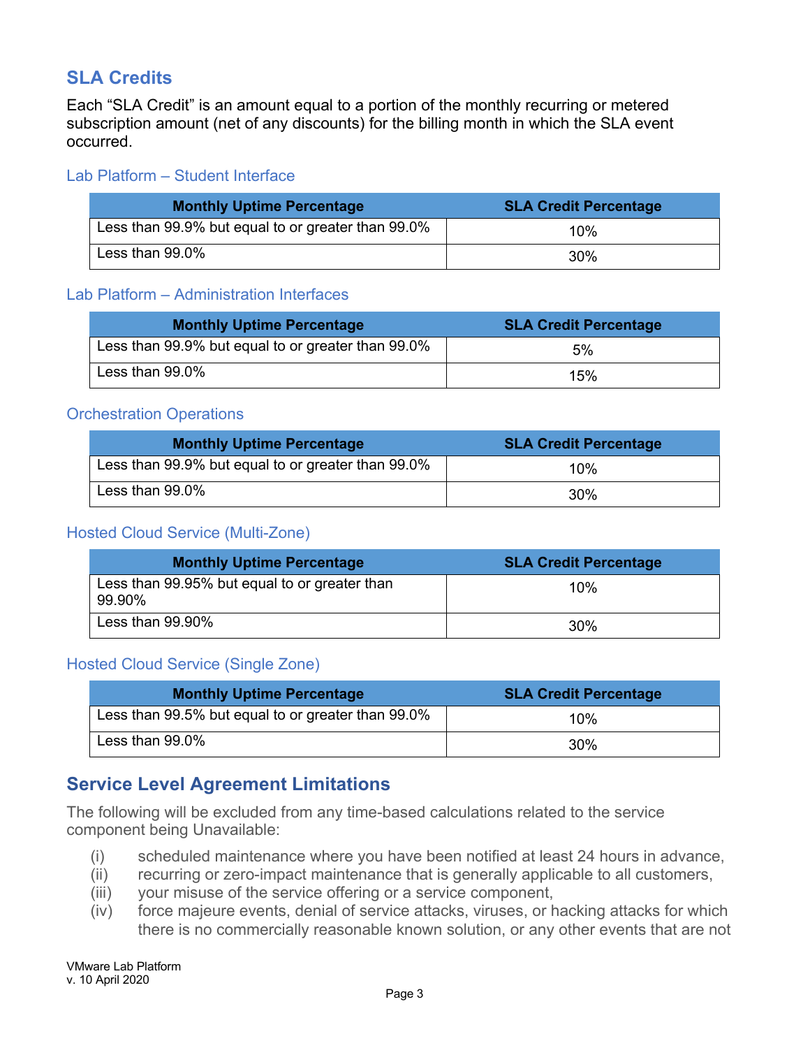## SLA Credits

Each "SLA Credit" is an amount equal to a portion of the monthly recurring or metered subscription amount (net of any discounts) for the billing month in which the SLA event occurred.

### Lab Platform – Student Interface

| Monthly Uptime Percentage | SLA Credit Percentage |
| --- | --- |
| Less than 99.9% but equal to or greater than 99.0% | 10% |
| Less than 99.0% | 30% |

### Lab Platform – Administration Interfaces

| Monthly Uptime Percentage | SLA Credit Percentage |
| --- | --- |
| Less than 99.9% but equal to or greater than 99.0% | 5% |
| Less than 99.0% | 15% |

### Orchestration Operations

| Monthly Uptime Percentage | SLA Credit Percentage |
| --- | --- |
| Less than 99.9% but equal to or greater than 99.0% | 10% |
| Less than 99.0% | 30% |

### Hosted Cloud Service (Multi-Zone)

| Monthly Uptime Percentage | SLA Credit Percentage |
| --- | --- |
| Less than 99.95% but equal to or greater than 99.90% | 10% |
| Less than 99.90% | 30% |

### Hosted Cloud Service (Single Zone)

| Monthly Uptime Percentage | SLA Credit Percentage |
| --- | --- |
| Less than 99.5% but equal to or greater than 99.0% | 10% |
| Less than 99.0% | 30% |

## Service Level Agreement Limitations

The following will be excluded from any time-based calculations related to the service component being Unavailable:

(i) scheduled maintenance where you have been notified at least 24 hours in advance,
(ii) recurring or zero-impact maintenance that is generally applicable to all customers,
(iii) your misuse of the service offering or a service component,
(iv) force majeure events, denial of service attacks, viruses, or hacking attacks for which there is no commercially reasonable known solution, or any other events that are not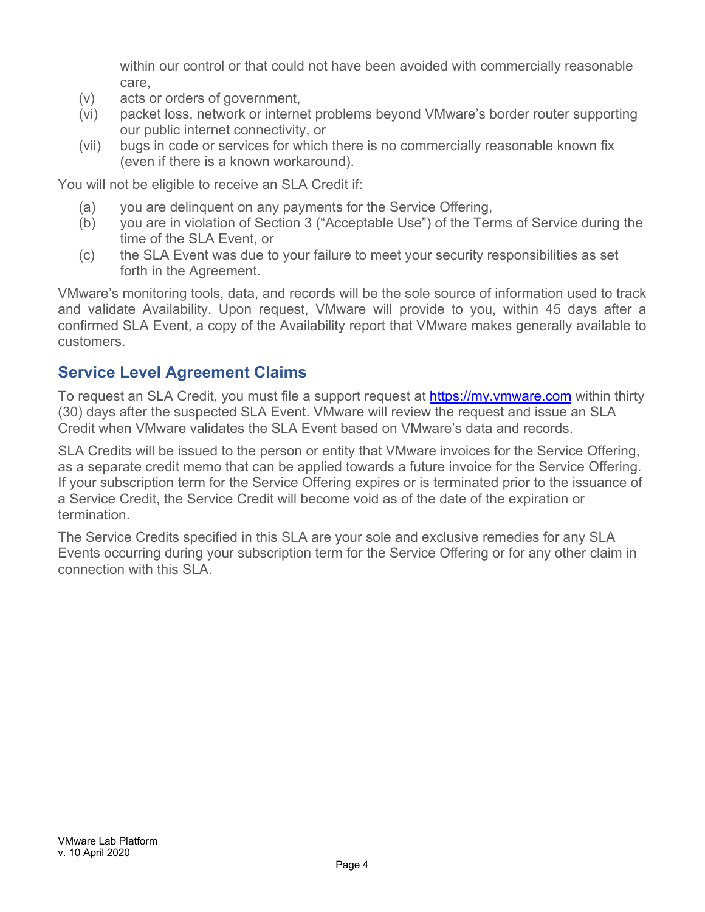within our control or that could not have been avoided with commercially reasonable care,

(v) acts or orders of government,

(vi) packet loss, network or internet problems beyond VMware's border router supporting our public internet connectivity, or

(vii) bugs in code or services for which there is no commercially reasonable known fix (even if there is a known workaround).

You will not be eligible to receive an SLA Credit if:

(a) you are delinquent on any payments for the Service Offering,

(b) you are in violation of Section 3 ("Acceptable Use") of the Terms of Service during the time of the SLA Event, or

(c) the SLA Event was due to your failure to meet your security responsibilities as set forth in the Agreement.

VMware's monitoring tools, data, and records will be the sole source of information used to track and validate Availability. Upon request, VMware will provide to you, within 45 days after a confirmed SLA Event, a copy of the Availability report that VMware makes generally available to customers.

## Service Level Agreement Claims

To request an SLA Credit, you must file a support request at [https://my.vmware.com](https://my.vmware.com) within thirty (30) days after the suspected SLA Event. VMware will review the request and issue an SLA Credit when VMware validates the SLA Event based on VMware's data and records.

SLA Credits will be issued to the person or entity that VMware invoices for the Service Offering, as a separate credit memo that can be applied towards a future invoice for the Service Offering. If your subscription term for the Service Offering expires or is terminated prior to the issuance of a Service Credit, the Service Credit will become void as of the date of the expiration or termination.

The Service Credits specified in this SLA are your sole and exclusive remedies for any SLA Events occurring during your subscription term for the Service Offering or for any other claim in connection with this SLA.